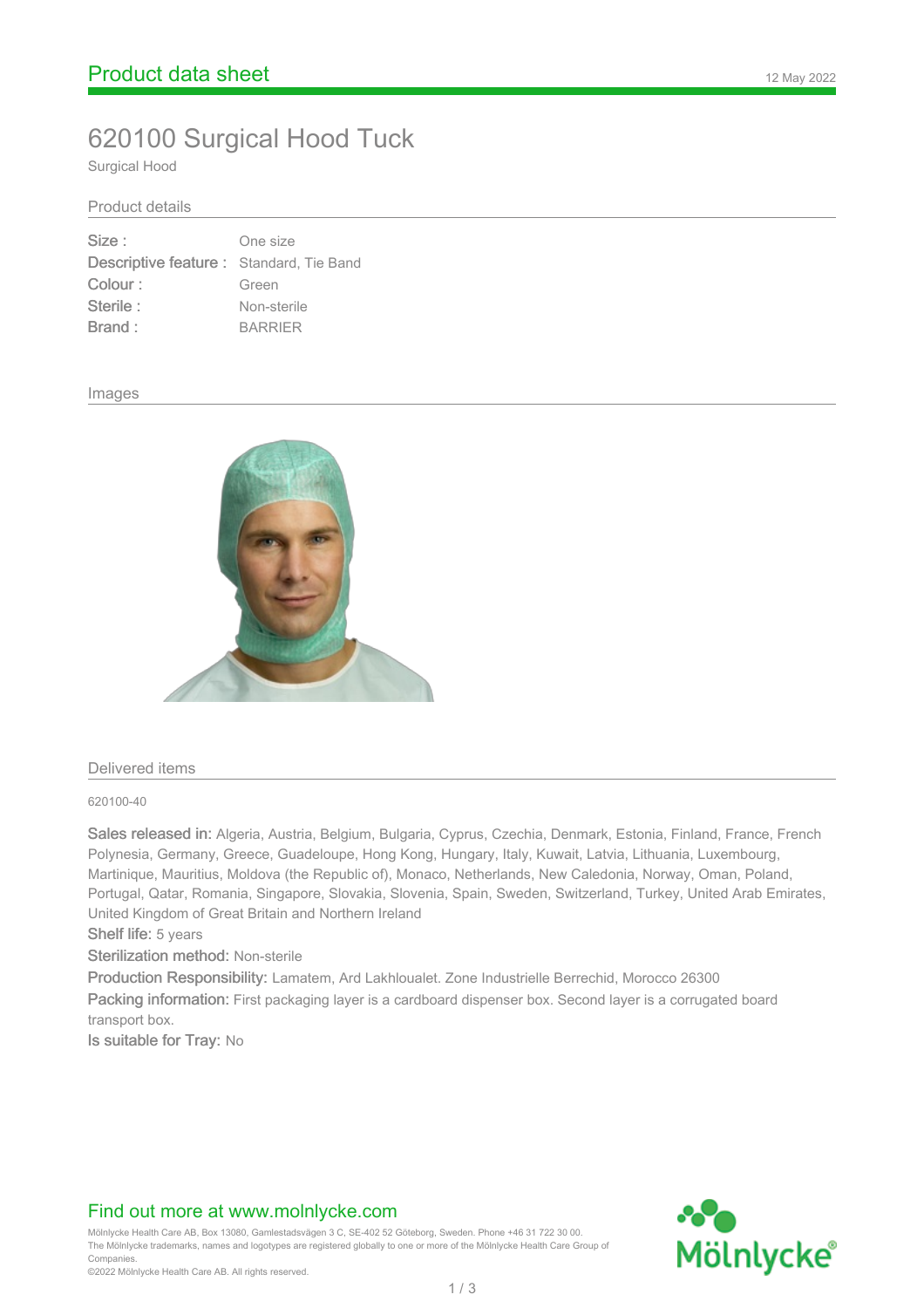# Product data sheet

12 May 2022

## 620100 Surgical Hood Tuck

Surgical Hood

### Product details

| | |
|---|---|
| **Size :** | One size |
| **Descriptive feature :** | Standard, Tie Band |
| **Colour :** | Green |
| **Sterile :** | Non-sterile |
| **Brand :** | BARRIER |

### Images

### Delivered items

620100-40

**Sales released in:** Algeria, Austria, Belgium, Bulgaria, Cyprus, Czechia, Denmark, Estonia, Finland, France, French Polynesia, Germany, Greece, Guadeloupe, Hong Kong, Hungary, Italy, Kuwait, Latvia, Lithuania, Luxembourg, Martinique, Mauritius, Moldova (the Republic of), Monaco, Netherlands, New Caledonia, Norway, Oman, Poland, Portugal, Qatar, Romania, Singapore, Slovakia, Slovenia, Spain, Sweden, Switzerland, Turkey, United Arab Emirates, United Kingdom of Great Britain and Northern Ireland

**Shelf life:** 5 years

**Sterilization method:** Non-sterile

**Production Responsibility:** Lamatem, Ard Lakhloualet. Zone Industrielle Berrechid, Morocco 26300

**Packing information:** First packaging layer is a cardboard dispenser box. Second layer is a corrugated board transport box.

**Is suitable for Tray:** No

Find out more at www.molnlycke.com

Mölnlycke Health Care AB, Box 13080, Gamlestadsvägen 3 C, SE-402 52 Göteborg, Sweden. Phone +46 31 722 30 00.
The Mölnlycke trademarks, names and logotypes are registered globally to one or more of the Mölnlycke Health Care Group of Companies.
©2022 Mölnlycke Health Care AB. All rights reserved.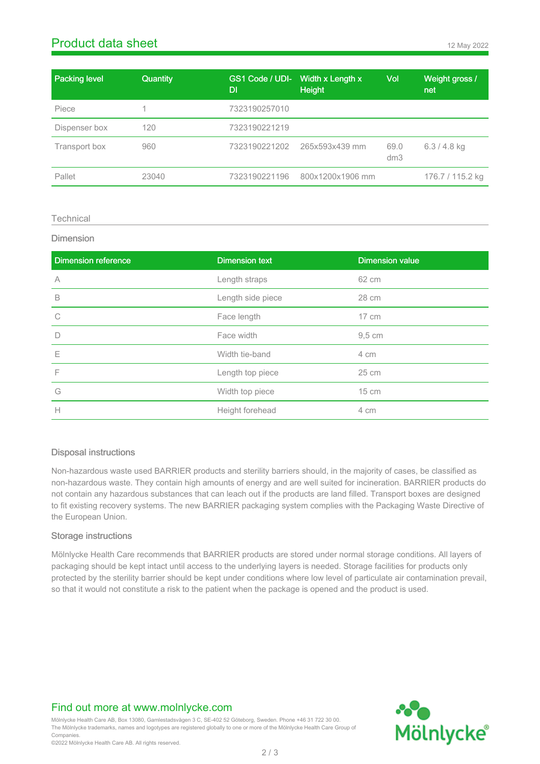## Product data sheet

12 May 2022

| Packing level | Quantity | GS1 Code / UDI-DI | Width x Length x Height | Vol | Weight gross / net |
|---|---|---|---|---|---|
| Piece | 1 | 7323190257010 | | | |
| Dispenser box | 120 | 7323190221219 | | | |
| Transport box | 960 | 7323190221202 | 265x593x439 mm | 69.0 dm3 | 6.3 / 4.8 kg |
| Pallet | 23040 | 7323190221196 | 800x1200x1906 mm | | 176.7 / 115.2 kg |

### Technical

#### Dimension

| Dimension reference | Dimension text | Dimension value |
|---|---|---|
| A | Length straps | 62 cm |
| B | Length side piece | 28 cm |
| C | Face length | 17 cm |
| D | Face width | 9,5 cm |
| E | Width tie-band | 4 cm |
| F | Length top piece | 25 cm |
| G | Width top piece | 15 cm |
| H | Height forehead | 4 cm |

#### Disposal instructions

Non-hazardous waste used BARRIER products and sterility barriers should, in the majority of cases, be classified as non-hazardous waste. They contain high amounts of energy and are well suited for incineration. BARRIER products do not contain any hazardous substances that can leach out if the products are land filled. Transport boxes are designed to fit existing recovery systems. The new BARRIER packaging system complies with the Packaging Waste Directive of the European Union.

#### Storage instructions

Mölnlycke Health Care recommends that BARRIER products are stored under normal storage conditions. All layers of packaging should be kept intact until access to the underlying layers is needed. Storage facilities for products only protected by the sterility barrier should be kept under conditions where low level of particulate air contamination prevail, so that it would not constitute a risk to the patient when the package is opened and the product is used.

Find out more at www.molnlycke.com

Mölnlycke Health Care AB, Box 13080, Gamlestadsvägen 3 C, SE-402 52 Göteborg, Sweden. Phone +46 31 722 30 00.
The Mölnlycke trademarks, names and logotypes are registered globally to one or more of the Mölnlycke Health Care Group of Companies.
©2022 Mölnlycke Health Care AB. All rights reserved.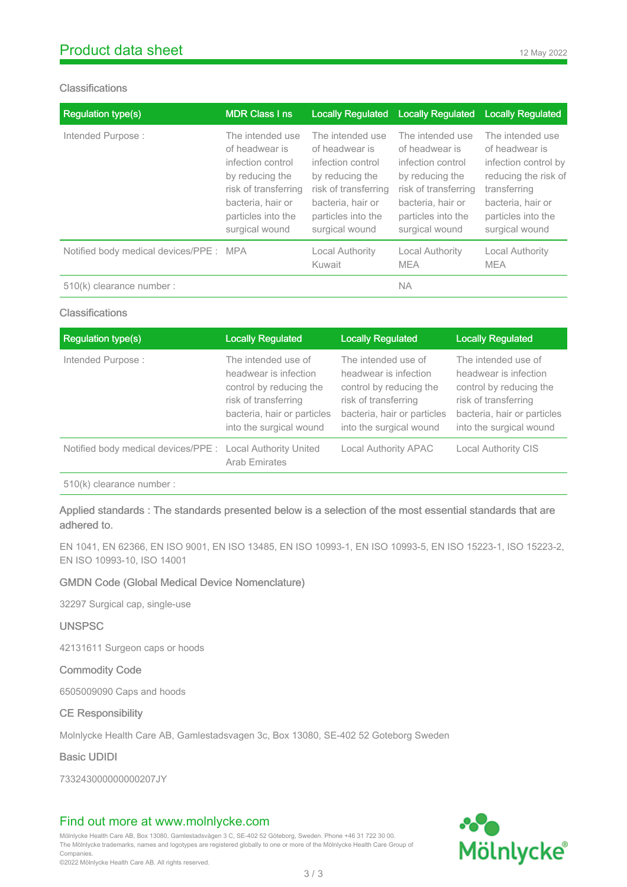Product data sheet

12 May 2022

### Classifications

| Regulation type(s) | MDR Class I ns | Locally Regulated | Locally Regulated | Locally Regulated |
|---|---|---|---|---|
| Intended Purpose : | The intended use of headwear is infection control by reducing the risk of transferring bacteria, hair or particles into the surgical wound | The intended use of headwear is infection control by reducing the risk of transferring bacteria, hair or particles into the surgical wound | The intended use of headwear is infection control by reducing the risk of transferring bacteria, hair or particles into the surgical wound | The intended use of headwear is infection control by reducing the risk of transferring bacteria, hair or particles into the surgical wound |
| Notified body medical devices/PPE : | MPA | Local Authority Kuwait | Local Authority MEA | Local Authority MEA |
| 510(k) clearance number : | | | NA | |

### Classifications

| Regulation type(s) | Locally Regulated | Locally Regulated | Locally Regulated |
|---|---|---|---|
| Intended Purpose : | The intended use of headwear is infection control by reducing the risk of transferring bacteria, hair or particles into the surgical wound | The intended use of headwear is infection control by reducing the risk of transferring bacteria, hair or particles into the surgical wound | The intended use of headwear is infection control by reducing the risk of transferring bacteria, hair or particles into the surgical wound |
| Notified body medical devices/PPE : | Local Authority United Arab Emirates | Local Authority APAC | Local Authority CIS |
| 510(k) clearance number : | | | |

### Applied standards : The standards presented below is a selection of the most essential standards that are adhered to.

EN 1041, EN 62366, EN ISO 9001, EN ISO 13485, EN ISO 10993-1, EN ISO 10993-5, EN ISO 15223-1, ISO 15223-2, EN ISO 10993-10, ISO 14001

### GMDN Code (Global Medical Device Nomenclature)

32297 Surgical cap, single-use

### UNSPSC

42131611 Surgeon caps or hoods

### Commodity Code

6505009090 Caps and hoods

### CE Responsibility

Molnlycke Health Care AB, Gamlestadsvagen 3c, Box 13080, SE-402 52 Goteborg Sweden

### Basic UDIDI

733243000000000207JY

Find out more at www.molnlycke.com

Mölnlycke Health Care AB, Box 13080, Gamlestadsvägen 3 C, SE-402 52 Göteborg, Sweden. Phone +46 31 722 30 00.
The Mölnlycke trademarks, names and logotypes are registered globally to one or more of the Mölnlycke Health Care Group of Companies.
©2022 Mölnlycke Health Care AB. All rights reserved.

Mölnlycke®